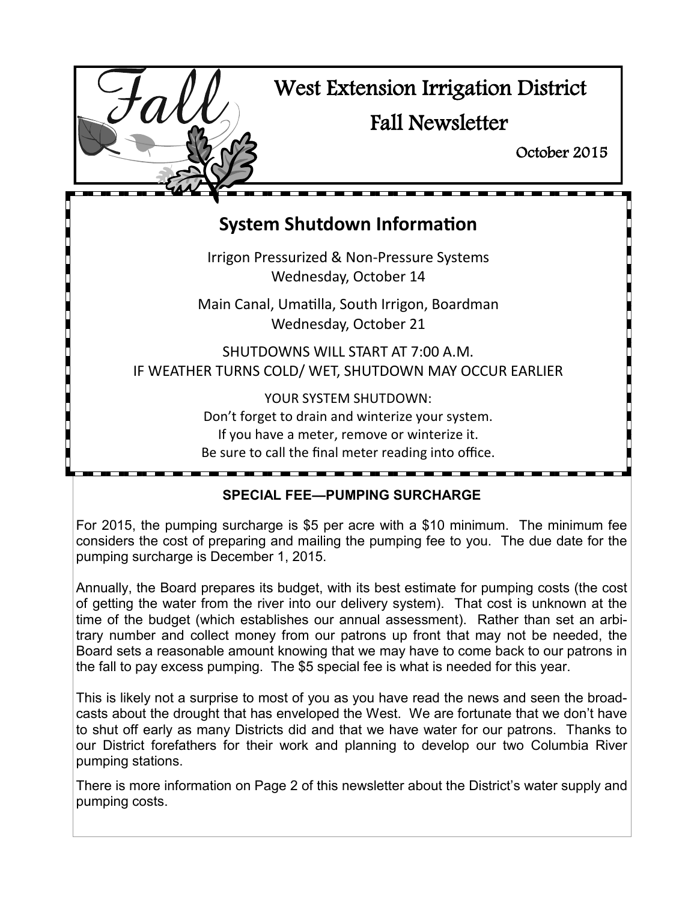# West Extension Irrigation District

## Fall Newsletter

October 2015

## System Shutdown Information

Irrigon Pressurized & Non-Pressure Systems
Wednesday, October 14

Main Canal, Umatilla, South Irrigon, Boardman
Wednesday, October 21

SHUTDOWNS WILL START AT 7:00 A.M.
IF WEATHER TURNS COLD/ WET, SHUTDOWN MAY OCCUR EARLIER

YOUR SYSTEM SHUTDOWN:
Don't forget to drain and winterize your system.
If you have a meter, remove or winterize it.
Be sure to call the final meter reading into office.

### SPECIAL FEE—PUMPING SURCHARGE

For 2015, the pumping surcharge is $5 per acre with a $10 minimum. The minimum fee considers the cost of preparing and mailing the pumping fee to you. The due date for the pumping surcharge is December 1, 2015.

Annually, the Board prepares its budget, with its best estimate for pumping costs (the cost of getting the water from the river into our delivery system). That cost is unknown at the time of the budget (which establishes our annual assessment). Rather than set an arbitrary number and collect money from our patrons up front that may not be needed, the Board sets a reasonable amount knowing that we may have to come back to our patrons in the fall to pay excess pumping. The $5 special fee is what is needed for this year.

This is likely not a surprise to most of you as you have read the news and seen the broadcasts about the drought that has enveloped the West. We are fortunate that we don't have to shut off early as many Districts did and that we have water for our patrons. Thanks to our District forefathers for their work and planning to develop our two Columbia River pumping stations.

There is more information on Page 2 of this newsletter about the District's water supply and pumping costs.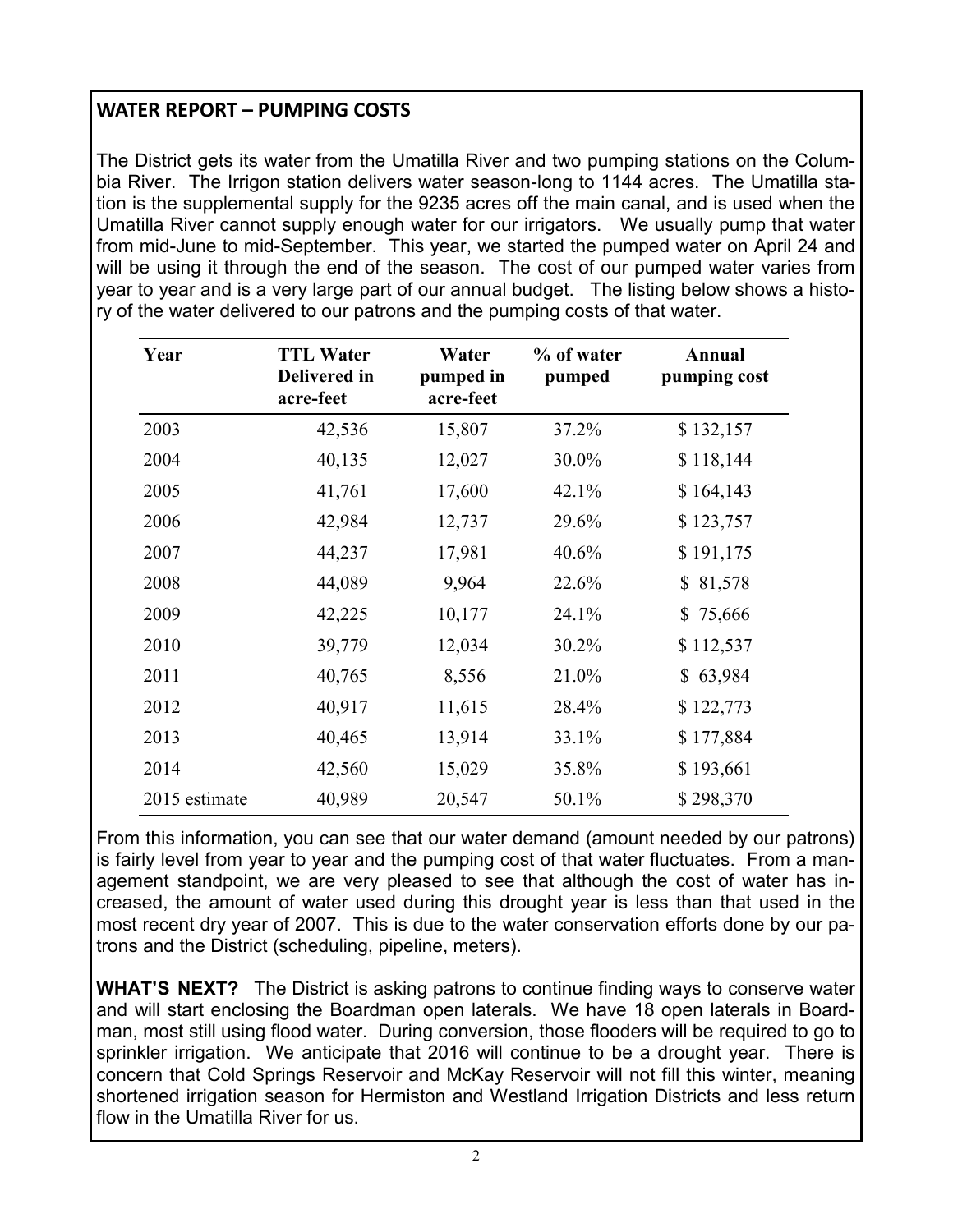## WATER REPORT – PUMPING COSTS

The District gets its water from the Umatilla River and two pumping stations on the Columbia River. The Irrigon station delivers water season-long to 1144 acres. The Umatilla station is the supplemental supply for the 9235 acres off the main canal, and is used when the Umatilla River cannot supply enough water for our irrigators. We usually pump that water from mid-June to mid-September. This year, we started the pumped water on April 24 and will be using it through the end of the season. The cost of our pumped water varies from year to year and is a very large part of our annual budget. The listing below shows a history of the water delivered to our patrons and the pumping costs of that water.

| Year | TTL Water Delivered in acre-feet | Water pumped in acre-feet | % of water pumped | Annual pumping cost |
|---|---|---|---|---|
| 2003 | 42,536 | 15,807 | 37.2% | $ 132,157 |
| 2004 | 40,135 | 12,027 | 30.0% | $ 118,144 |
| 2005 | 41,761 | 17,600 | 42.1% | $ 164,143 |
| 2006 | 42,984 | 12,737 | 29.6% | $ 123,757 |
| 2007 | 44,237 | 17,981 | 40.6% | $ 191,175 |
| 2008 | 44,089 | 9,964 | 22.6% | $ 81,578 |
| 2009 | 42,225 | 10,177 | 24.1% | $ 75,666 |
| 2010 | 39,779 | 12,034 | 30.2% | $ 112,537 |
| 2011 | 40,765 | 8,556 | 21.0% | $ 63,984 |
| 2012 | 40,917 | 11,615 | 28.4% | $ 122,773 |
| 2013 | 40,465 | 13,914 | 33.1% | $ 177,884 |
| 2014 | 42,560 | 15,029 | 35.8% | $ 193,661 |
| 2015 estimate | 40,989 | 20,547 | 50.1% | $ 298,370 |

From this information, you can see that our water demand (amount needed by our patrons) is fairly level from year to year and the pumping cost of that water fluctuates. From a management standpoint, we are very pleased to see that although the cost of water has increased, the amount of water used during this drought year is less than that used in the most recent dry year of 2007. This is due to the water conservation efforts done by our patrons and the District (scheduling, pipeline, meters).

**WHAT'S NEXT?** The District is asking patrons to continue finding ways to conserve water and will start enclosing the Boardman open laterals. We have 18 open laterals in Boardman, most still using flood water. During conversion, those flooders will be required to go to sprinkler irrigation. We anticipate that 2016 will continue to be a drought year. There is concern that Cold Springs Reservoir and McKay Reservoir will not fill this winter, meaning shortened irrigation season for Hermiston and Westland Irrigation Districts and less return flow in the Umatilla River for us.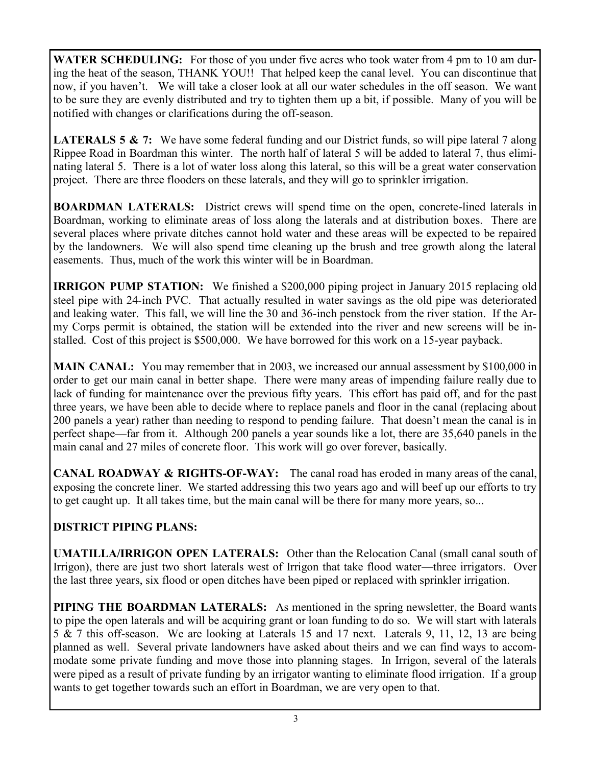**WATER SCHEDULING:** For those of you under five acres who took water from 4 pm to 10 am during the heat of the season, THANK YOU!! That helped keep the canal level. You can discontinue that now, if you haven't. We will take a closer look at all our water schedules in the off season. We want to be sure they are evenly distributed and try to tighten them up a bit, if possible. Many of you will be notified with changes or clarifications during the off-season.

**LATERALS 5 & 7:** We have some federal funding and our District funds, so will pipe lateral 7 along Rippee Road in Boardman this winter. The north half of lateral 5 will be added to lateral 7, thus eliminating lateral 5. There is a lot of water loss along this lateral, so this will be a great water conservation project. There are three flooders on these laterals, and they will go to sprinkler irrigation.

**BOARDMAN LATERALS:** District crews will spend time on the open, concrete-lined laterals in Boardman, working to eliminate areas of loss along the laterals and at distribution boxes. There are several places where private ditches cannot hold water and these areas will be expected to be repaired by the landowners. We will also spend time cleaning up the brush and tree growth along the lateral easements. Thus, much of the work this winter will be in Boardman.

**IRRIGON PUMP STATION:** We finished a $200,000 piping project in January 2015 replacing old steel pipe with 24-inch PVC. That actually resulted in water savings as the old pipe was deteriorated and leaking water. This fall, we will line the 30 and 36-inch penstock from the river station. If the Army Corps permit is obtained, the station will be extended into the river and new screens will be installed. Cost of this project is $500,000. We have borrowed for this work on a 15-year payback.

**MAIN CANAL:** You may remember that in 2003, we increased our annual assessment by $100,000 in order to get our main canal in better shape. There were many areas of impending failure really due to lack of funding for maintenance over the previous fifty years. This effort has paid off, and for the past three years, we have been able to decide where to replace panels and floor in the canal (replacing about 200 panels a year) rather than needing to respond to pending failure. That doesn't mean the canal is in perfect shape—far from it. Although 200 panels a year sounds like a lot, there are 35,640 panels in the main canal and 27 miles of concrete floor. This work will go over forever, basically.

**CANAL ROADWAY & RIGHTS-OF-WAY:** The canal road has eroded in many areas of the canal, exposing the concrete liner. We started addressing this two years ago and will beef up our efforts to try to get caught up. It all takes time, but the main canal will be there for many more years, so...

**DISTRICT PIPING PLANS:**

**UMATILLA/IRRIGON OPEN LATERALS:** Other than the Relocation Canal (small canal south of Irrigon), there are just two short laterals west of Irrigon that take flood water—three irrigators. Over the last three years, six flood or open ditches have been piped or replaced with sprinkler irrigation.

**PIPING THE BOARDMAN LATERALS:** As mentioned in the spring newsletter, the Board wants to pipe the open laterals and will be acquiring grant or loan funding to do so. We will start with laterals 5 & 7 this off-season. We are looking at Laterals 15 and 17 next. Laterals 9, 11, 12, 13 are being planned as well. Several private landowners have asked about theirs and we can find ways to accommodate some private funding and move those into planning stages. In Irrigon, several of the laterals were piped as a result of private funding by an irrigator wanting to eliminate flood irrigation. If a group wants to get together towards such an effort in Boardman, we are very open to that.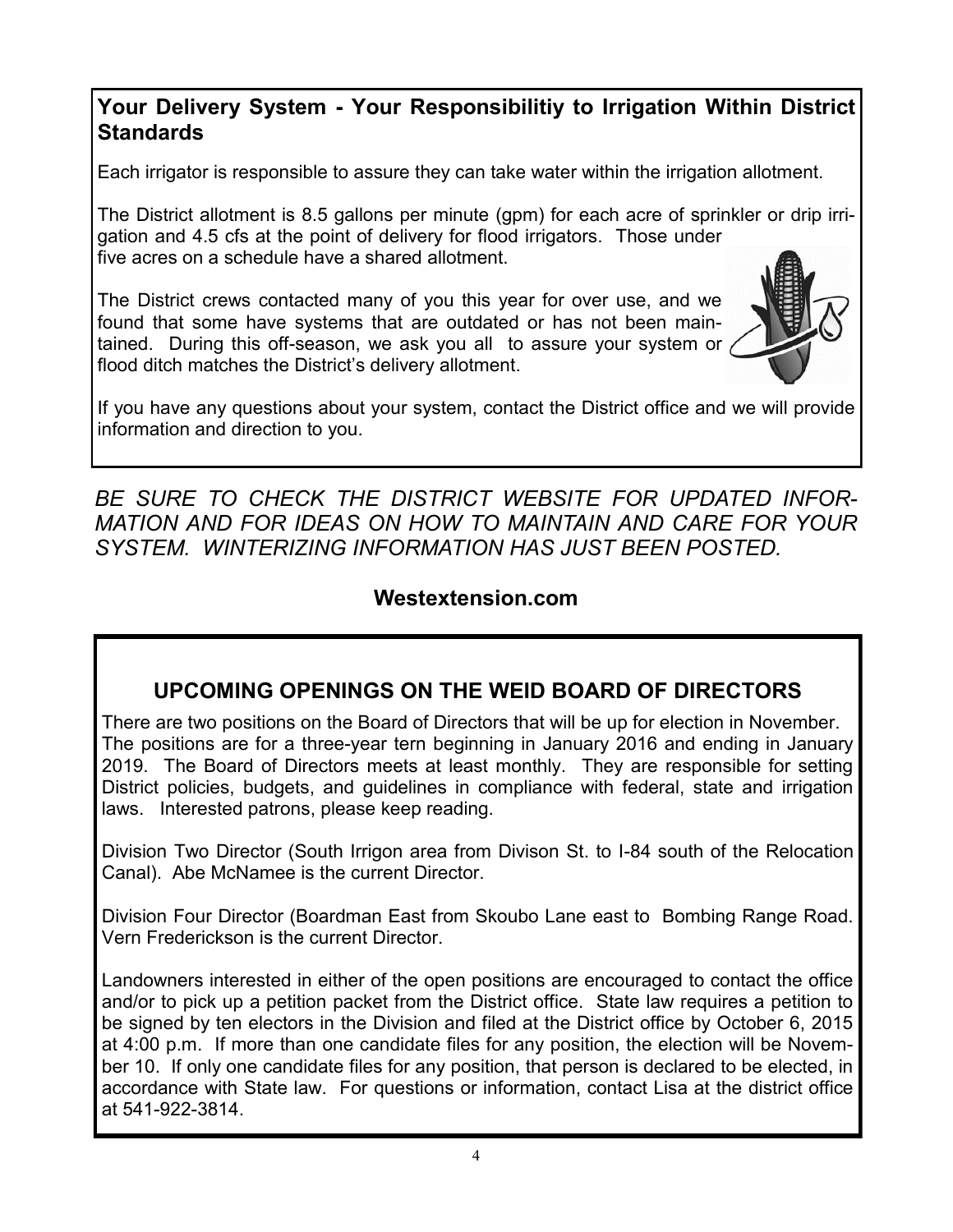## Your Delivery System - Your Responsibilitiy to Irrigation Within District Standards

Each irrigator is responsible to assure they can take water within the irrigation allotment.

The District allotment is 8.5 gallons per minute (gpm) for each acre of sprinkler or drip irrigation and 4.5 cfs at the point of delivery for flood irrigators. Those under five acres on a schedule have a shared allotment.

The District crews contacted many of you this year for over use, and we found that some have systems that are outdated or has not been maintained. During this off-season, we ask you all to assure your system or flood ditch matches the District's delivery allotment.

If you have any questions about your system, contact the District office and we will provide information and direction to you.

*BE SURE TO CHECK THE DISTRICT WEBSITE FOR UPDATED INFORMATION AND FOR IDEAS ON HOW TO MAINTAIN AND CARE FOR YOUR SYSTEM. WINTERIZING INFORMATION HAS JUST BEEN POSTED.*

**Westextension.com**

## UPCOMING OPENINGS ON THE WEID BOARD OF DIRECTORS

There are two positions on the Board of Directors that will be up for election in November. The positions are for a three-year tern beginning in January 2016 and ending in January 2019. The Board of Directors meets at least monthly. They are responsible for setting District policies, budgets, and guidelines in compliance with federal, state and irrigation laws. Interested patrons, please keep reading.

Division Two Director (South Irrigon area from Divison St. to I-84 south of the Relocation Canal). Abe McNamee is the current Director.

Division Four Director (Boardman East from Skoubo Lane east to Bombing Range Road. Vern Frederickson is the current Director.

Landowners interested in either of the open positions are encouraged to contact the office and/or to pick up a petition packet from the District office. State law requires a petition to be signed by ten electors in the Division and filed at the District office by October 6, 2015 at 4:00 p.m. If more than one candidate files for any position, the election will be November 10. If only one candidate files for any position, that person is declared to be elected, in accordance with State law. For questions or information, contact Lisa at the district office at 541-922-3814.